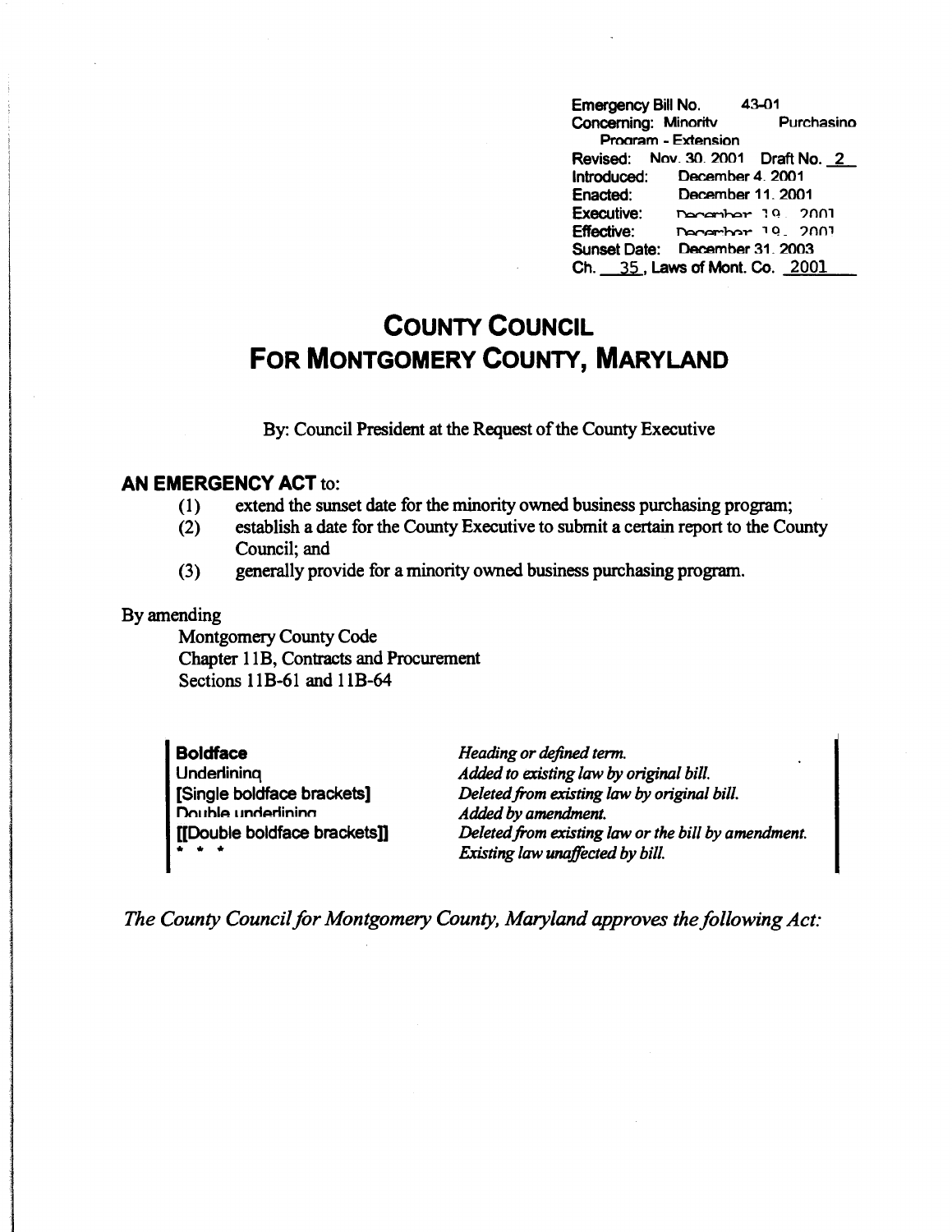Emergency Bill No. 43-01
Concerning: Minority Purchasing Program - Extension
Revised: Nov. 30, 2001 Draft No. 2
Introduced: December 4, 2001
Enacted: December 11, 2001
Executive: December 19, 2001
Effective: December 19, 2001
Sunset Date: December 31, 2003
Ch. 35, Laws of Mont. Co. 2001

# COUNTY COUNCIL FOR MONTGOMERY COUNTY, MARYLAND

By: Council President at the Request of the County Executive

## AN EMERGENCY ACT to:

(1) extend the sunset date for the minority owned business purchasing program;
(2) establish a date for the County Executive to submit a certain report to the County Council; and
(3) generally provide for a minority owned business purchasing program.

By amending

Montgomery County Code
Chapter 11B, Contracts and Procurement
Sections 11B-61 and 11B-64

| | |
|---|---|
| **Boldface** | *Heading or defined term.* |
| Underlining | *Added to existing law by original bill.* |
| [Single boldface brackets] | *Deleted from existing law by original bill.* |
| Double underlining | *Added by amendment.* |
| [[Double boldface brackets]] | *Deleted from existing law or the bill by amendment.* |
| * * * | *Existing law unaffected by bill.* |

*The County Council for Montgomery County, Maryland approves the following Act:*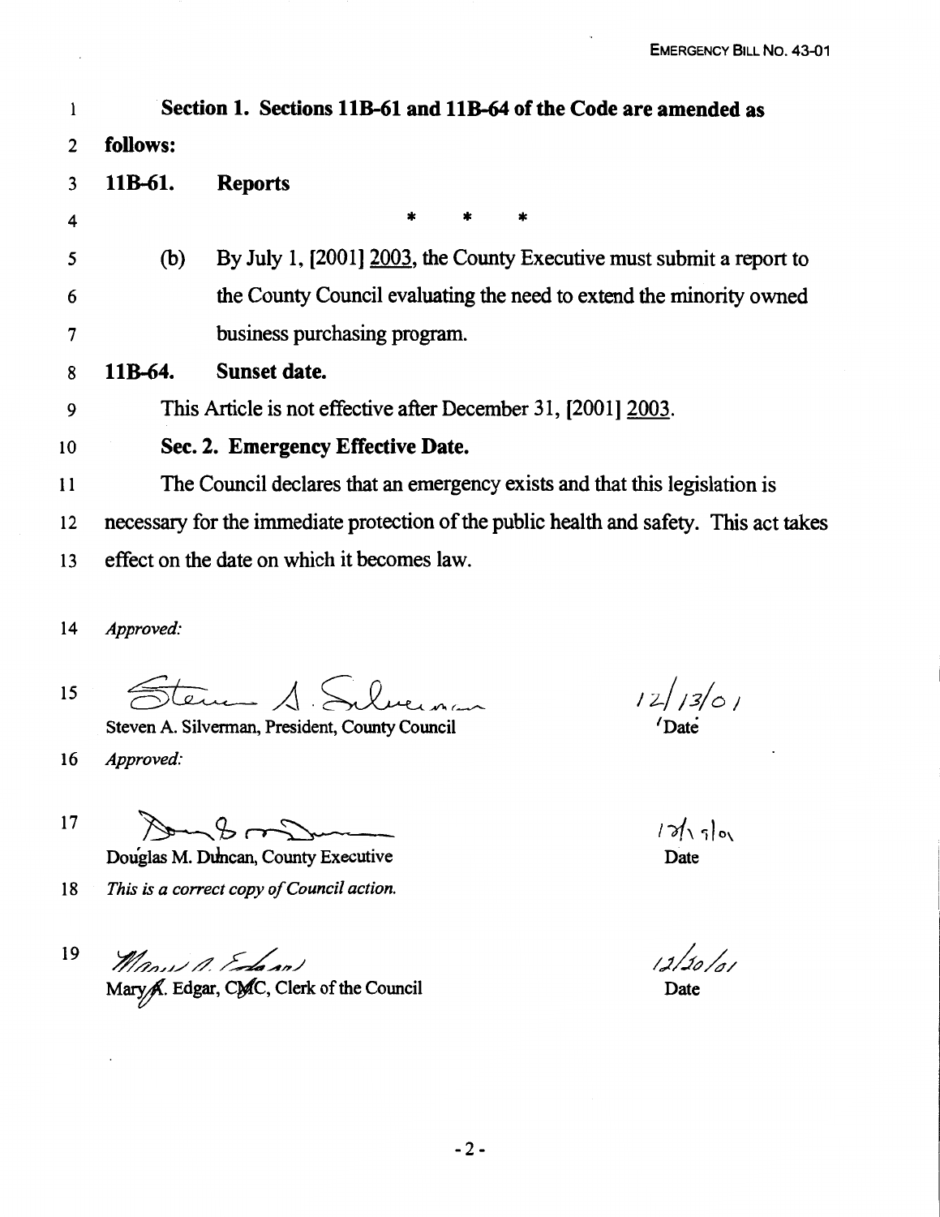**Section 1. Sections 11B-61 and 11B-64 of the Code are amended as follows:**

**11B-61. Reports**

\* \* \*

(b) By July 1, [2001] <u>2003</u>, the County Executive must submit a report to the County Council evaluating the need to extend the minority owned business purchasing program.

**11B-64. Sunset date.**

This Article is not effective after December 31, [2001] <u>2003</u>.

**Sec. 2. Emergency Effective Date.**

The Council declares that an emergency exists and that this legislation is necessary for the immediate protection of the public health and safety. This act takes effect on the date on which it becomes law.

*Approved:*

Steven A. Silverman, President, County Council — Date: 12/13/01

*Approved:*

Douglas M. Duncan, County Executive — Date: 12/19/01

*This is a correct copy of Council action.*

Mary A. Edgar, CMC, Clerk of the Council — Date: 12/20/01